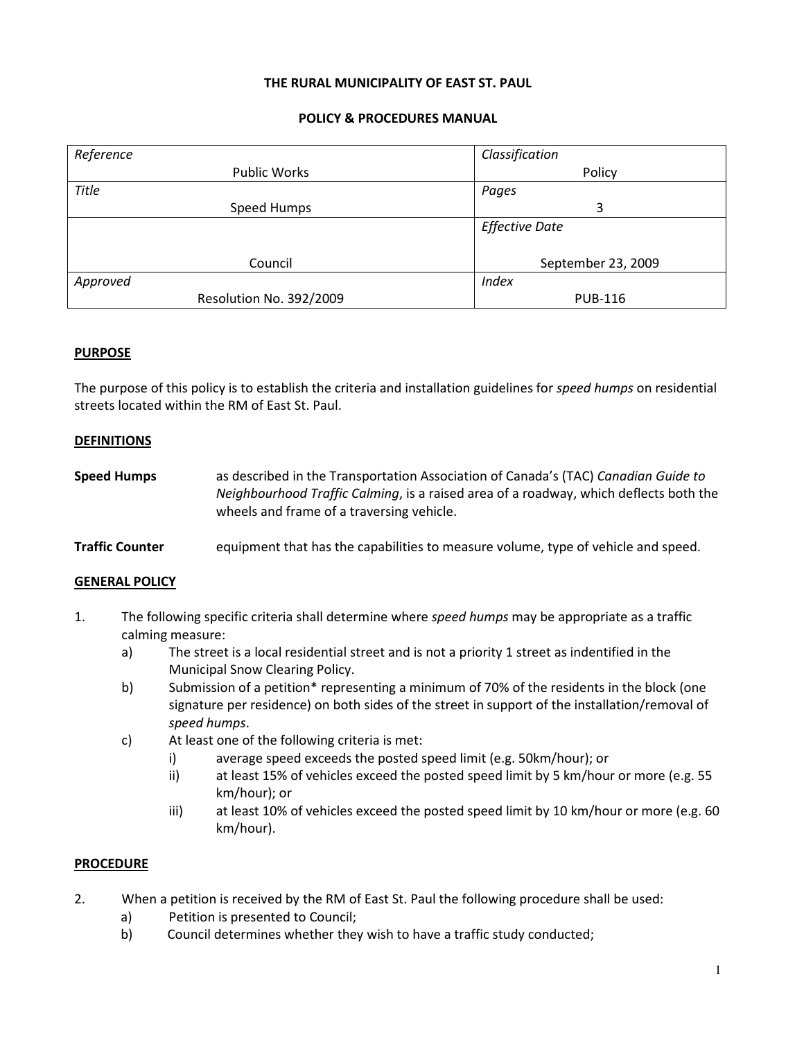**THE RURAL MUNICIPALITY OF EAST ST. PAUL**

**POLICY & PROCEDURES MANUAL**

| *Reference* Public Works | *Classification* Policy |
|---|---|
| *Title* Speed Humps | *Pages* 3 |
| Council | *Effective Date* September 23, 2009 |
| *Approved* Resolution No. 392/2009 | *Index* PUB-116 |

## PURPOSE

The purpose of this policy is to establish the criteria and installation guidelines for *speed humps* on residential streets located within the RM of East St. Paul.

## DEFINITIONS

**Speed Humps** as described in the Transportation Association of Canada's (TAC) *Canadian Guide to Neighbourhood Traffic Calming*, is a raised area of a roadway, which deflects both the wheels and frame of a traversing vehicle.

**Traffic Counter** equipment that has the capabilities to measure volume, type of vehicle and speed.

## GENERAL POLICY

1. The following specific criteria shall determine where *speed humps* may be appropriate as a traffic calming measure:
   a) The street is a local residential street and is not a priority 1 street as indentified in the Municipal Snow Clearing Policy.
   b) Submission of a petition* representing a minimum of 70% of the residents in the block (one signature per residence) on both sides of the street in support of the installation/removal of *speed humps*.
   c) At least one of the following criteria is met:
      i) average speed exceeds the posted speed limit (e.g. 50km/hour); or
      ii) at least 15% of vehicles exceed the posted speed limit by 5 km/hour or more (e.g. 55 km/hour); or
      iii) at least 10% of vehicles exceed the posted speed limit by 10 km/hour or more (e.g. 60 km/hour).

## PROCEDURE

2. When a petition is received by the RM of East St. Paul the following procedure shall be used:
   a) Petition is presented to Council;
   b) Council determines whether they wish to have a traffic study conducted;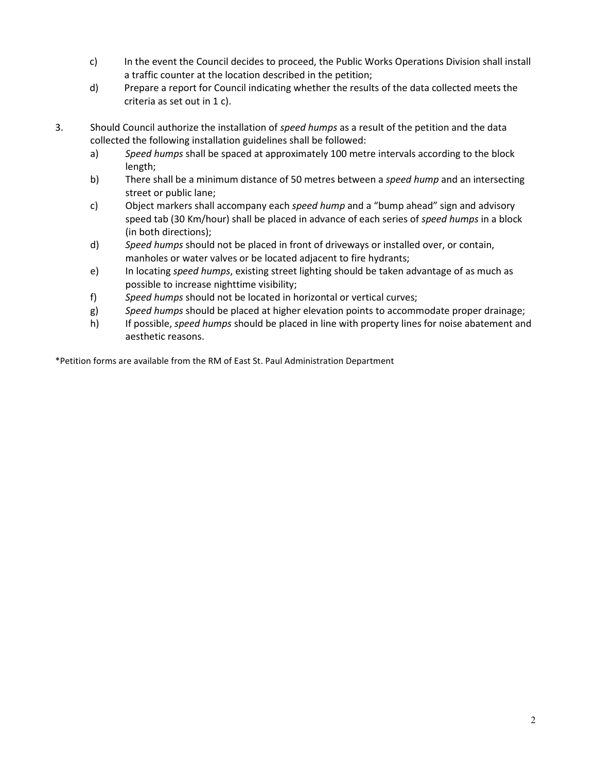c) In the event the Council decides to proceed, the Public Works Operations Division shall install a traffic counter at the location described in the petition;

d) Prepare a report for Council indicating whether the results of the data collected meets the criteria as set out in 1 c).

3. Should Council authorize the installation of *speed humps* as a result of the petition and the data collected the following installation guidelines shall be followed:

   a) *Speed humps* shall be spaced at approximately 100 metre intervals according to the block length;

   b) There shall be a minimum distance of 50 metres between a *speed hump* and an intersecting street or public lane;

   c) Object markers shall accompany each *speed hump* and a "bump ahead" sign and advisory speed tab (30 Km/hour) shall be placed in advance of each series of *speed humps* in a block (in both directions);

   d) *Speed humps* should not be placed in front of driveways or installed over, or contain, manholes or water valves or be located adjacent to fire hydrants;

   e) In locating *speed humps*, existing street lighting should be taken advantage of as much as possible to increase nighttime visibility;

   f) *Speed humps* should not be located in horizontal or vertical curves;

   g) *Speed humps* should be placed at higher elevation points to accommodate proper drainage;

   h) If possible, *speed humps* should be placed in line with property lines for noise abatement and aesthetic reasons.

*Petition forms are available from the RM of East St. Paul Administration Department